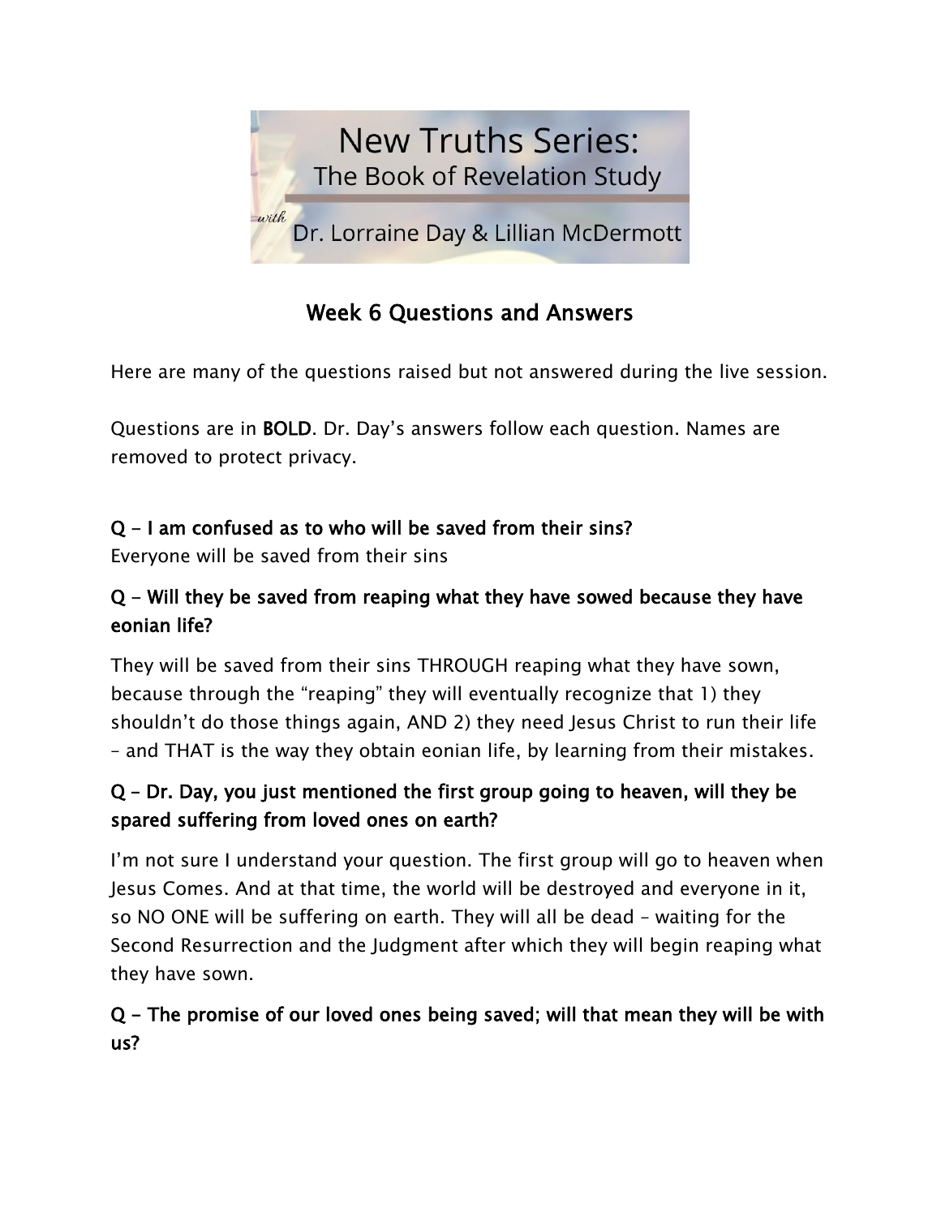# New Truths Series:
## The Book of Revelation Study

*with* Dr. Lorraine Day & Lillian McDermott

## Week 6 Questions and Answers

Here are many of the questions raised but not answered during the live session.

Questions are in **BOLD**. Dr. Day's answers follow each question. Names are removed to protect privacy.

**Q – I am confused as to who will be saved from their sins?**

Everyone will be saved from their sins

**Q – Will they be saved from reaping what they have sowed because they have eonian life?**

They will be saved from their sins THROUGH reaping what they have sown, because through the "reaping" they will eventually recognize that 1) they shouldn't do those things again, AND 2) they need Jesus Christ to run their life – and THAT is the way they obtain eonian life, by learning from their mistakes.

**Q – Dr. Day, you just mentioned the first group going to heaven, will they be spared suffering from loved ones on earth?**

I'm not sure I understand your question. The first group will go to heaven when Jesus Comes. And at that time, the world will be destroyed and everyone in it, so NO ONE will be suffering on earth. They will all be dead – waiting for the Second Resurrection and the Judgment after which they will begin reaping what they have sown.

**Q – The promise of our loved ones being saved; will that mean they will be with us?**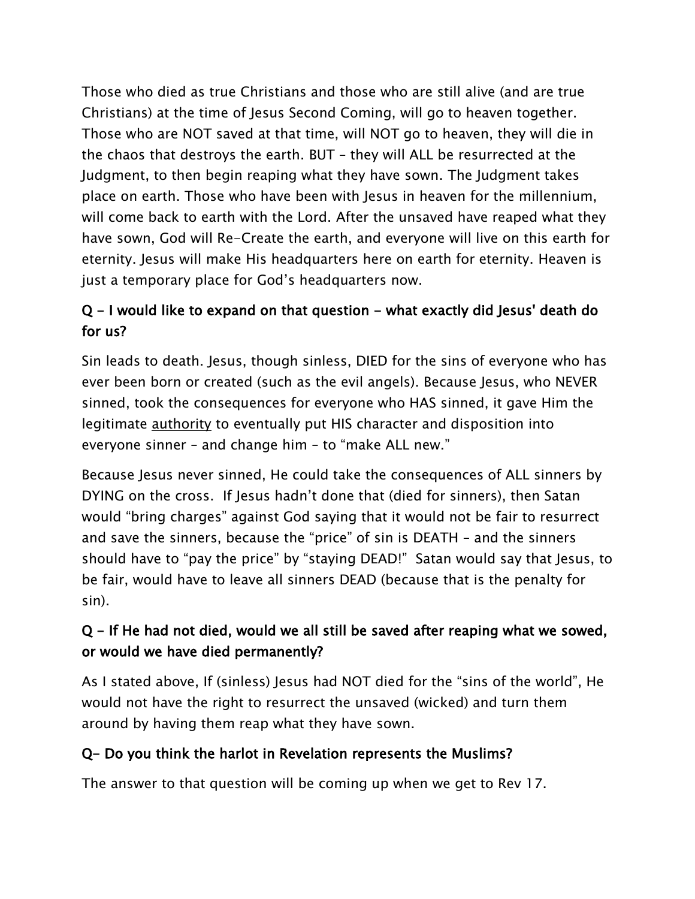Those who died as true Christians and those who are still alive (and are true Christians) at the time of Jesus Second Coming, will go to heaven together. Those who are NOT saved at that time, will NOT go to heaven, they will die in the chaos that destroys the earth. BUT – they will ALL be resurrected at the Judgment, to then begin reaping what they have sown. The Judgment takes place on earth. Those who have been with Jesus in heaven for the millennium, will come back to earth with the Lord. After the unsaved have reaped what they have sown, God will Re-Create the earth, and everyone will live on this earth for eternity. Jesus will make His headquarters here on earth for eternity. Heaven is just a temporary place for God's headquarters now.

**Q – I would like to expand on that question - what exactly did Jesus' death do for us?**

Sin leads to death. Jesus, though sinless, DIED for the sins of everyone who has ever been born or created (such as the evil angels). Because Jesus, who NEVER sinned, took the consequences for everyone who HAS sinned, it gave Him the legitimate <u>authority</u> to eventually put HIS character and disposition into everyone sinner – and change him – to "make ALL new."

Because Jesus never sinned, He could take the consequences of ALL sinners by DYING on the cross. If Jesus hadn't done that (died for sinners), then Satan would "bring charges" against God saying that it would not be fair to resurrect and save the sinners, because the "price" of sin is DEATH – and the sinners should have to "pay the price" by "staying DEAD!" Satan would say that Jesus, to be fair, would have to leave all sinners DEAD (because that is the penalty for sin).

**Q – If He had not died, would we all still be saved after reaping what we sowed, or would we have died permanently?**

As I stated above, If (sinless) Jesus had NOT died for the "sins of the world", He would not have the right to resurrect the unsaved (wicked) and turn them around by having them reap what they have sown.

**Q– Do you think the harlot in Revelation represents the Muslims?**

The answer to that question will be coming up when we get to Rev 17.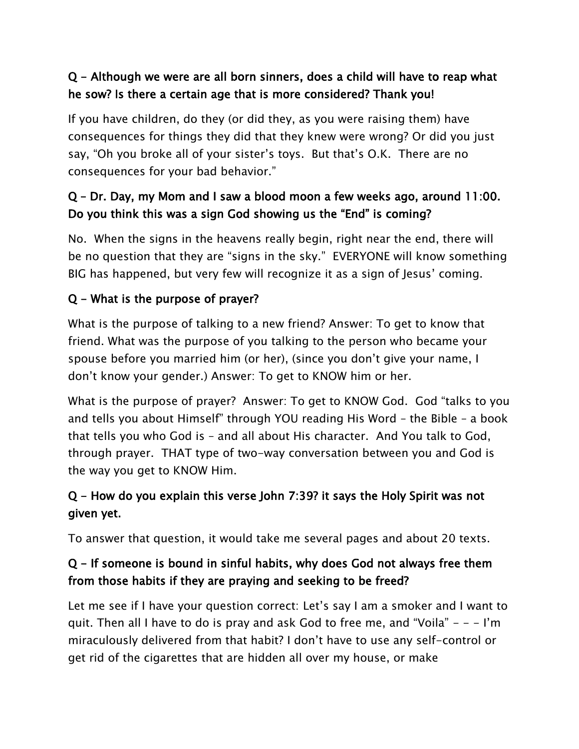**Q – Although we were are all born sinners, does a child will have to reap what he sow? Is there a certain age that is more considered? Thank you!**

If you have children, do they (or did they, as you were raising them) have consequences for things they did that they knew were wrong? Or did you just say, "Oh you broke all of your sister's toys. But that's O.K. There are no consequences for your bad behavior."

**Q – Dr. Day, my Mom and I saw a blood moon a few weeks ago, around 11:00. Do you think this was a sign God showing us the "End" is coming?**

No. When the signs in the heavens really begin, right near the end, there will be no question that they are "signs in the sky." EVERYONE will know something BIG has happened, but very few will recognize it as a sign of Jesus' coming.

**Q – What is the purpose of prayer?**

What is the purpose of talking to a new friend? Answer: To get to know that friend. What was the purpose of you talking to the person who became your spouse before you married him (or her), (since you don't give your name, I don't know your gender.) Answer: To get to KNOW him or her.

What is the purpose of prayer? Answer: To get to KNOW God. God "talks to you and tells you about Himself" through YOU reading His Word – the Bible – a book that tells you who God is – and all about His character. And You talk to God, through prayer. THAT type of two-way conversation between you and God is the way you get to KNOW Him.

**Q – How do you explain this verse John 7:39? it says the Holy Spirit was not given yet.**

To answer that question, it would take me several pages and about 20 texts.

**Q – If someone is bound in sinful habits, why does God not always free them from those habits if they are praying and seeking to be freed?**

Let me see if I have your question correct: Let's say I am a smoker and I want to quit. Then all I have to do is pray and ask God to free me, and "Voila" - - - I'm miraculously delivered from that habit? I don't have to use any self-control or get rid of the cigarettes that are hidden all over my house, or make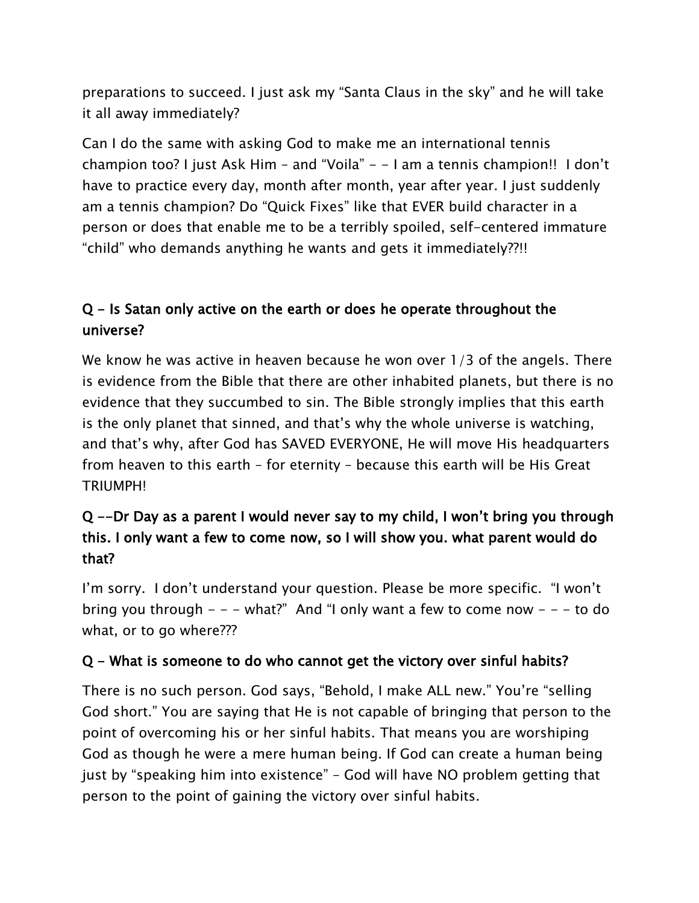preparations to succeed. I just ask my "Santa Claus in the sky" and he will take it all away immediately?

Can I do the same with asking God to make me an international tennis champion too? I just Ask Him – and "Voila" – – I am a tennis champion!! I don't have to practice every day, month after month, year after year. I just suddenly am a tennis champion? Do "Quick Fixes" like that EVER build character in a person or does that enable me to be a terribly spoiled, self-centered immature "child" who demands anything he wants and gets it immediately??!!

**Q – Is Satan only active on the earth or does he operate throughout the universe?**

We know he was active in heaven because he won over 1/3 of the angels. There is evidence from the Bible that there are other inhabited planets, but there is no evidence that they succumbed to sin. The Bible strongly implies that this earth is the only planet that sinned, and that's why the whole universe is watching, and that's why, after God has SAVED EVERYONE, He will move His headquarters from heaven to this earth – for eternity – because this earth will be His Great TRIUMPH!

**Q --Dr Day as a parent I would never say to my child, I won't bring you through this. I only want a few to come now, so I will show you. what parent would do that?**

I'm sorry. I don't understand your question. Please be more specific. "I won't bring you through – – – what?" And "I only want a few to come now – – – to do what, or to go where???

**Q – What is someone to do who cannot get the victory over sinful habits?**

There is no such person. God says, "Behold, I make ALL new." You're "selling God short." You are saying that He is not capable of bringing that person to the point of overcoming his or her sinful habits. That means you are worshiping God as though he were a mere human being. If God can create a human being just by "speaking him into existence" – God will have NO problem getting that person to the point of gaining the victory over sinful habits.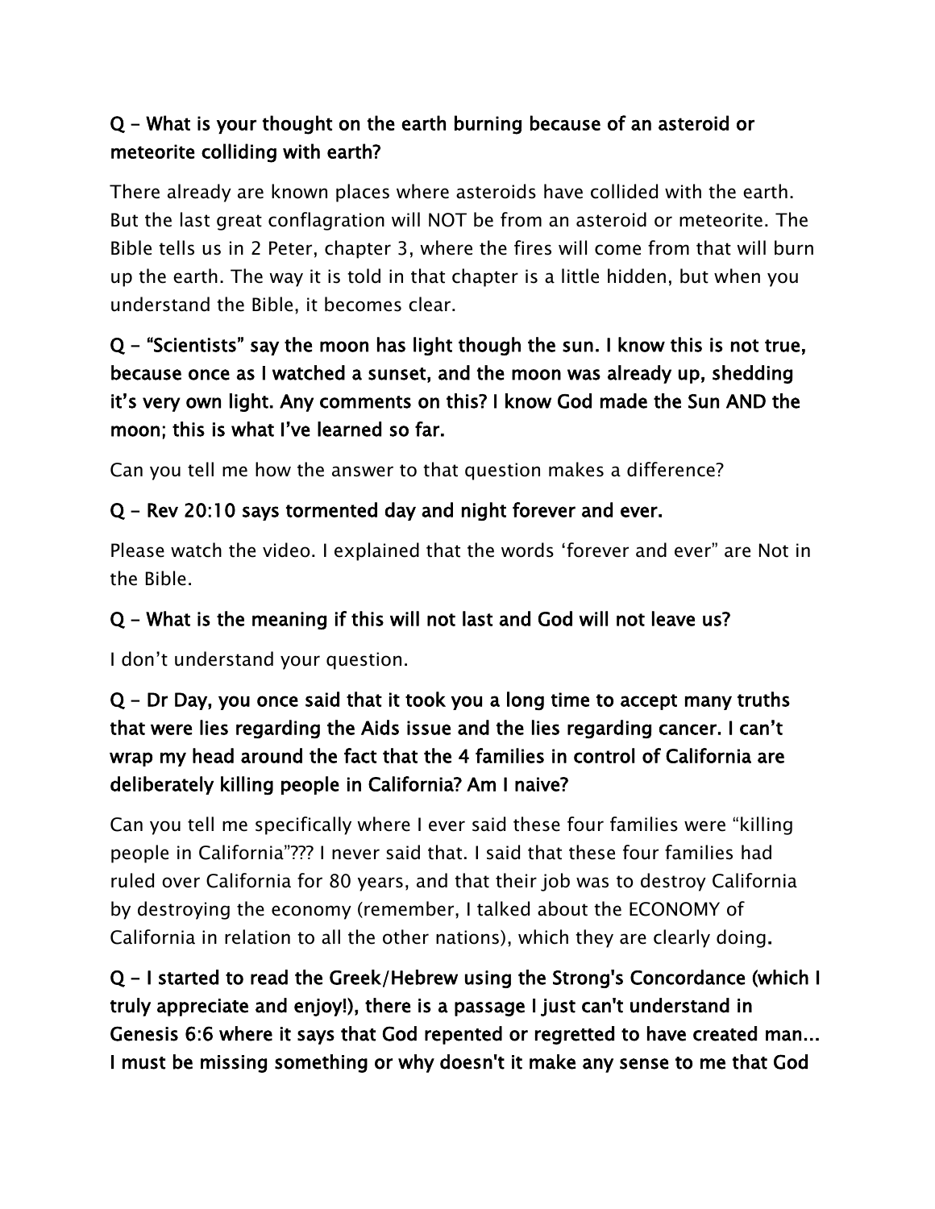**Q – What is your thought on the earth burning because of an asteroid or meteorite colliding with earth?**

There already are known places where asteroids have collided with the earth. But the last great conflagration will NOT be from an asteroid or meteorite. The Bible tells us in 2 Peter, chapter 3, where the fires will come from that will burn up the earth. The way it is told in that chapter is a little hidden, but when you understand the Bible, it becomes clear.

**Q – "Scientists" say the moon has light though the sun. I know this is not true, because once as I watched a sunset, and the moon was already up, shedding it's very own light. Any comments on this? I know God made the Sun AND the moon; this is what I've learned so far.**

Can you tell me how the answer to that question makes a difference?

**Q – Rev 20:10 says tormented day and night forever and ever.**

Please watch the video. I explained that the words 'forever and ever" are Not in the Bible.

**Q – What is the meaning if this will not last and God will not leave us?**

I don't understand your question.

**Q – Dr Day, you once said that it took you a long time to accept many truths that were lies regarding the Aids issue and the lies regarding cancer. I can't wrap my head around the fact that the 4 families in control of California are deliberately killing people in California? Am I naive?**

Can you tell me specifically where I ever said these four families were "killing people in California"??? I never said that. I said that these four families had ruled over California for 80 years, and that their job was to destroy California by destroying the economy (remember, I talked about the ECONOMY of California in relation to all the other nations), which they are clearly doing**.**

**Q – I started to read the Greek/Hebrew using the Strong's Concordance (which I truly appreciate and enjoy!), there is a passage I just can't understand in Genesis 6:6 where it says that God repented or regretted to have created man... I must be missing something or why doesn't it make any sense to me that God**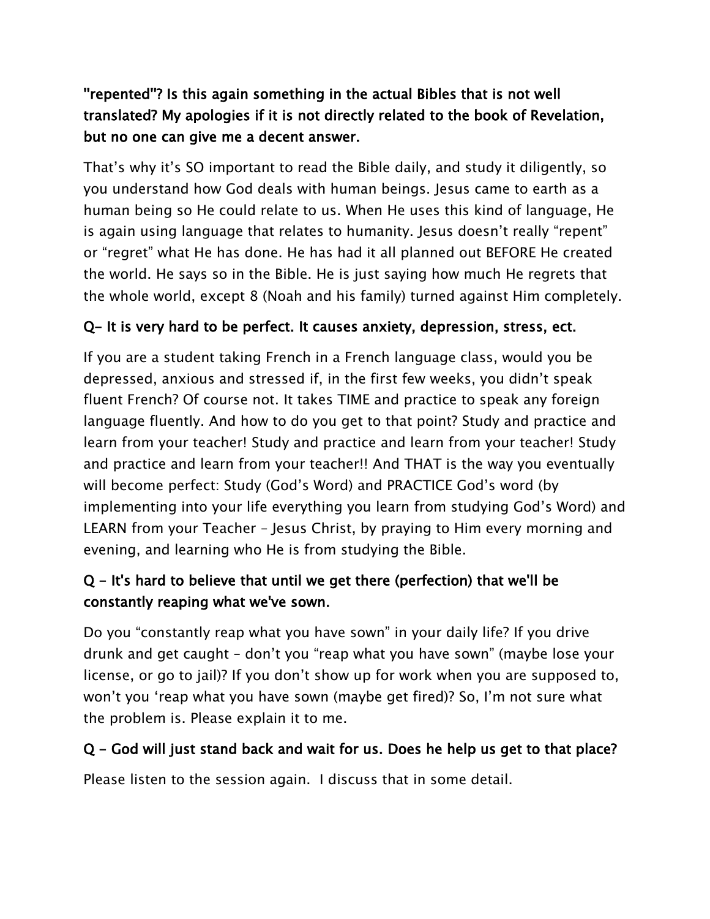**"repented"? Is this again something in the actual Bibles that is not well translated? My apologies if it is not directly related to the book of Revelation, but no one can give me a decent answer.**

That's why it's SO important to read the Bible daily, and study it diligently, so you understand how God deals with human beings. Jesus came to earth as a human being so He could relate to us. When He uses this kind of language, He is again using language that relates to humanity. Jesus doesn't really "repent" or "regret" what He has done. He has had it all planned out BEFORE He created the world. He says so in the Bible. He is just saying how much He regrets that the whole world, except 8 (Noah and his family) turned against Him completely.

**Q– It is very hard to be perfect. It causes anxiety, depression, stress, ect.**

If you are a student taking French in a French language class, would you be depressed, anxious and stressed if, in the first few weeks, you didn't speak fluent French? Of course not. It takes TIME and practice to speak any foreign language fluently. And how to do you get to that point? Study and practice and learn from your teacher! Study and practice and learn from your teacher! Study and practice and learn from your teacher!! And THAT is the way you eventually will become perfect: Study (God's Word) and PRACTICE God's word (by implementing into your life everything you learn from studying God's Word) and LEARN from your Teacher – Jesus Christ, by praying to Him every morning and evening, and learning who He is from studying the Bible.

**Q – It's hard to believe that until we get there (perfection) that we'll be constantly reaping what we've sown.**

Do you "constantly reap what you have sown" in your daily life? If you drive drunk and get caught – don't you "reap what you have sown" (maybe lose your license, or go to jail)? If you don't show up for work when you are supposed to, won't you 'reap what you have sown (maybe get fired)? So, I'm not sure what the problem is. Please explain it to me.

**Q – God will just stand back and wait for us. Does he help us get to that place?**

Please listen to the session again. I discuss that in some detail.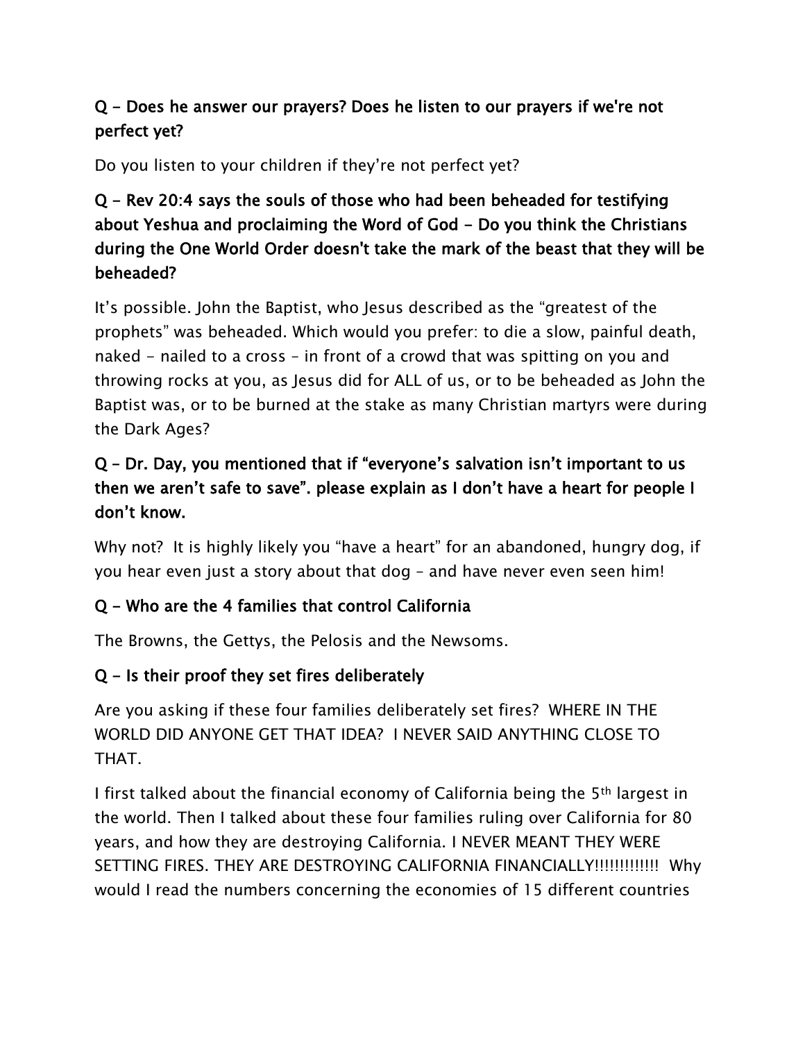**Q – Does he answer our prayers? Does he listen to our prayers if we're not perfect yet?**

Do you listen to your children if they're not perfect yet?

**Q – Rev 20:4 says the souls of those who had been beheaded for testifying about Yeshua and proclaiming the Word of God - Do you think the Christians during the One World Order doesn't take the mark of the beast that they will be beheaded?**

It's possible. John the Baptist, who Jesus described as the "greatest of the prophets" was beheaded. Which would you prefer: to die a slow, painful death, naked - nailed to a cross – in front of a crowd that was spitting on you and throwing rocks at you, as Jesus did for ALL of us, or to be beheaded as John the Baptist was, or to be burned at the stake as many Christian martyrs were during the Dark Ages?

**Q – Dr. Day, you mentioned that if "everyone's salvation isn't important to us then we aren't safe to save". please explain as I don't have a heart for people I don't know.**

Why not? It is highly likely you "have a heart" for an abandoned, hungry dog, if you hear even just a story about that dog – and have never even seen him!

**Q – Who are the 4 families that control California**

The Browns, the Gettys, the Pelosis and the Newsoms.

**Q – Is their proof they set fires deliberately**

Are you asking if these four families deliberately set fires? WHERE IN THE WORLD DID ANYONE GET THAT IDEA? I NEVER SAID ANYTHING CLOSE TO THAT.

I first talked about the financial economy of California being the 5th largest in the world. Then I talked about these four families ruling over California for 80 years, and how they are destroying California. I NEVER MEANT THEY WERE SETTING FIRES. THEY ARE DESTROYING CALIFORNIA FINANCIALLY!!!!!!!!!!!!! Why would I read the numbers concerning the economies of 15 different countries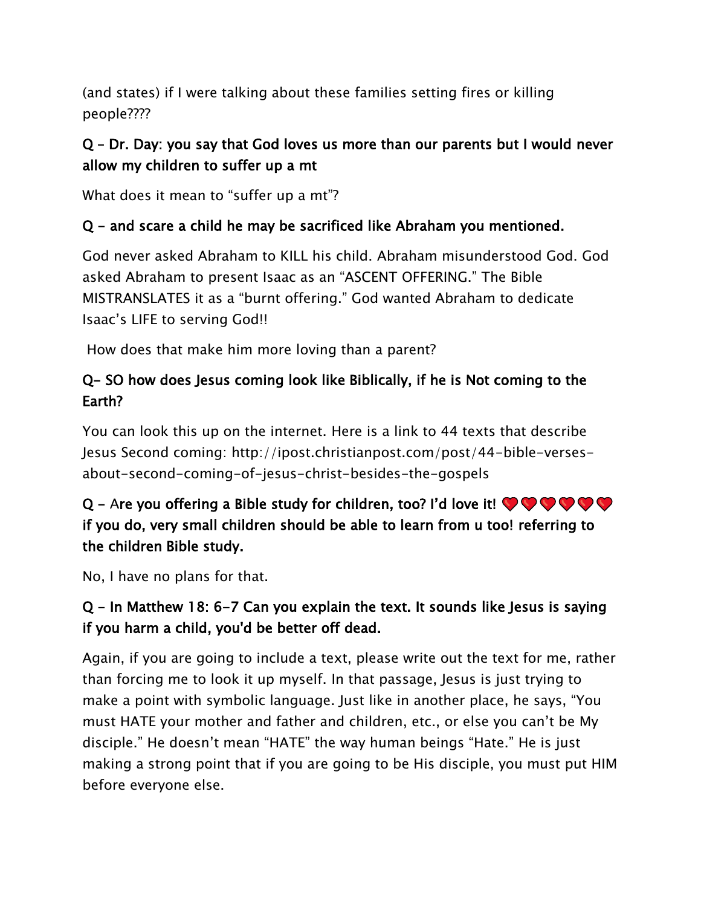(and states) if I were talking about these families setting fires or killing people????

**Q – Dr. Day: you say that God loves us more than our parents but I would never allow my children to suffer up a mt**

What does it mean to "suffer up a mt"?

**Q – and scare a child he may be sacrificed like Abraham you mentioned.**

God never asked Abraham to KILL his child. Abraham misunderstood God. God asked Abraham to present Isaac as an "ASCENT OFFERING." The Bible MISTRANSLATES it as a "burnt offering." God wanted Abraham to dedicate Isaac's LIFE to serving God!!

How does that make him more loving than a parent?

**Q– SO how does Jesus coming look like Biblically, if he is Not coming to the Earth?**

You can look this up on the internet. Here is a link to 44 texts that describe Jesus Second coming: http://ipost.christianpost.com/post/44-bible-verses-about-second-coming-of-jesus-christ-besides-the-gospels

**Q – Are you offering a Bible study for children, too? I'd love it! ❤❤❤❤❤❤ if you do, very small children should be able to learn from u too! referring to the children Bible study.**

No, I have no plans for that.

**Q – In Matthew 18: 6-7 Can you explain the text. It sounds like Jesus is saying if you harm a child, you'd be better off dead.**

Again, if you are going to include a text, please write out the text for me, rather than forcing me to look it up myself. In that passage, Jesus is just trying to make a point with symbolic language. Just like in another place, he says, "You must HATE your mother and father and children, etc., or else you can't be My disciple." He doesn't mean "HATE" the way human beings "Hate." He is just making a strong point that if you are going to be His disciple, you must put HIM before everyone else.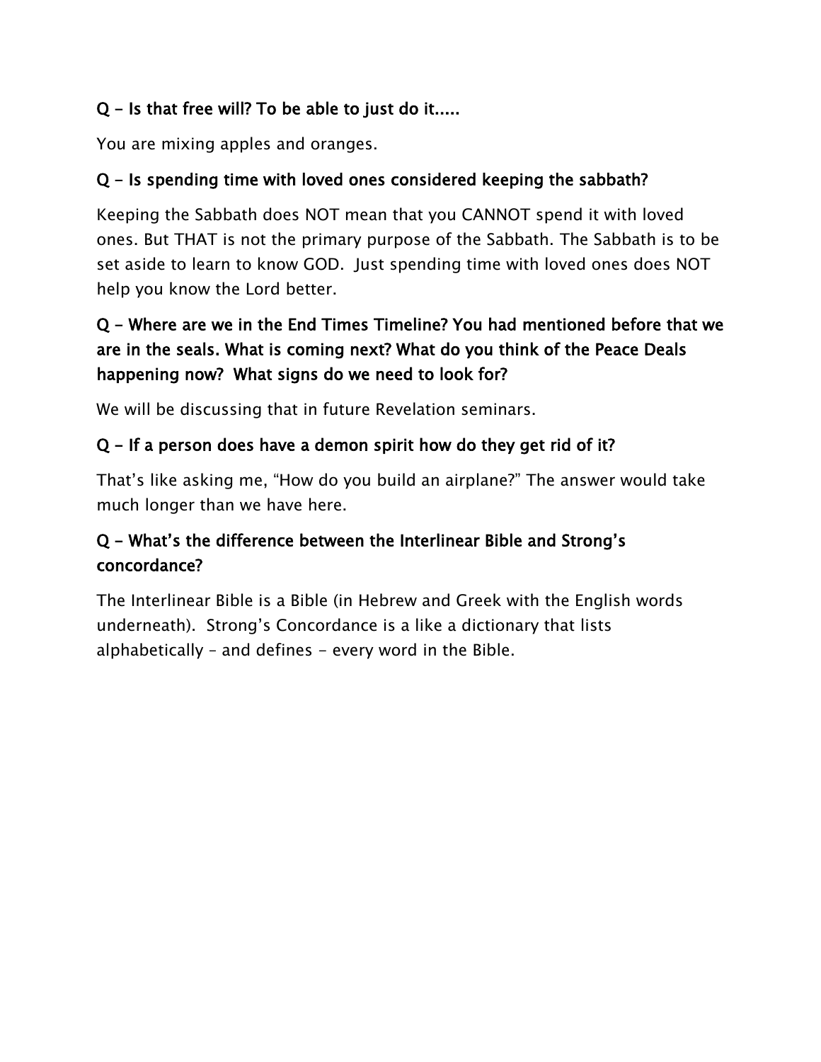**Q – Is that free will? To be able to just do it.....**

You are mixing apples and oranges.

**Q – Is spending time with loved ones considered keeping the sabbath?**

Keeping the Sabbath does NOT mean that you CANNOT spend it with loved ones. But THAT is not the primary purpose of the Sabbath. The Sabbath is to be set aside to learn to know GOD. Just spending time with loved ones does NOT help you know the Lord better.

**Q – Where are we in the End Times Timeline? You had mentioned before that we are in the seals. What is coming next? What do you think of the Peace Deals happening now? What signs do we need to look for?**

We will be discussing that in future Revelation seminars.

**Q – If a person does have a demon spirit how do they get rid of it?**

That's like asking me, "How do you build an airplane?" The answer would take much longer than we have here.

**Q – What's the difference between the Interlinear Bible and Strong's concordance?**

The Interlinear Bible is a Bible (in Hebrew and Greek with the English words underneath). Strong's Concordance is a like a dictionary that lists alphabetically – and defines – every word in the Bible.